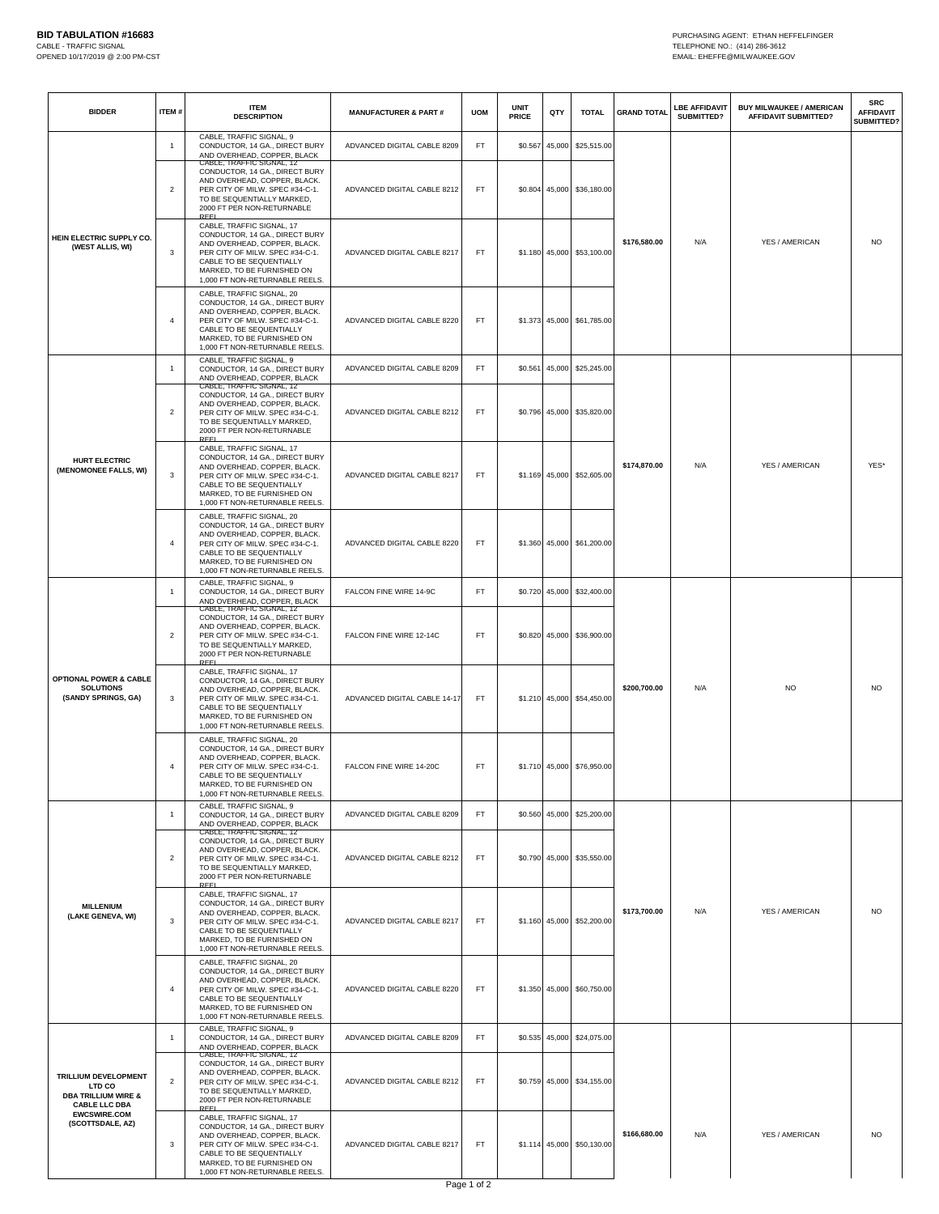**BID TABULATION #16683**
CABLE - TRAFFIC SIGNAL
OPENED 10/17/2019 @ 2:00 PM-CST

PURCHASING AGENT: ETHAN HEFFELFINGER
TELEPHONE NO.: (414) 286-3612
EMAIL: EHEFFE@MILWAUKEE.GOV

| BIDDER | ITEM # | ITEM DESCRIPTION | MANUFACTURER & PART # | UOM | UNIT PRICE | QTY | TOTAL | GRAND TOTAL | LBE AFFIDAVIT SUBMITTED? | BUY MILWAUKEE / AMERICAN AFFIDAVIT SUBMITTED? | SRC AFFIDAVIT SUBMITTED? |
|---|---|---|---|---|---|---|---|---|---|---|---|
| HEIN ELECTRIC SUPPLY CO. (WEST ALLIS, WI) | 1 | CABLE, TRAFFIC SIGNAL, 9 CONDUCTOR, 14 GA., DIRECT BURY AND OVERHEAD, COPPER, BLACK | ADVANCED DIGITAL CABLE 8209 | FT | $0.567 | 45,000 | $25,515.00 | $176,580.00 | N/A | YES / AMERICAN | NO |
| | 2 | CABLE, TRAFFIC SIGNAL, 12 CONDUCTOR, 14 GA., DIRECT BURY AND OVERHEAD, COPPER, BLACK. PER CITY OF MILW. SPEC #34-C-1. TO BE SEQUENTIALLY MARKED, 2000 FT PER NON-RETURNABLE REEL | ADVANCED DIGITAL CABLE 8212 | FT | $0.804 | 45,000 | $36,180.00 | | | | |
| | 3 | CABLE, TRAFFIC SIGNAL, 17 CONDUCTOR, 14 GA., DIRECT BURY AND OVERHEAD, COPPER, BLACK. PER CITY OF MILW. SPEC #34-C-1. CABLE TO BE SEQUENTIALLY MARKED, TO BE FURNISHED ON 1,000 FT NON-RETURNABLE REELS. | ADVANCED DIGITAL CABLE 8217 | FT | $1.180 | 45,000 | $53,100.00 | | | | |
| | 4 | CABLE, TRAFFIC SIGNAL, 20 CONDUCTOR, 14 GA., DIRECT BURY AND OVERHEAD, COPPER, BLACK. PER CITY OF MILW. SPEC #34-C-1. CABLE TO BE SEQUENTIALLY MARKED, TO BE FURNISHED ON 1,000 FT NON-RETURNABLE REELS. | ADVANCED DIGITAL CABLE 8220 | FT | $1.373 | 45,000 | $61,785.00 | | | | |
| HURT ELECTRIC (MENOMONEE FALLS, WI) | 1 | CABLE, TRAFFIC SIGNAL, 9 CONDUCTOR, 14 GA., DIRECT BURY AND OVERHEAD, COPPER, BLACK | ADVANCED DIGITAL CABLE 8209 | FT | $0.561 | 45,000 | $25,245.00 | $174,870.00 | N/A | YES / AMERICAN | YES* |
| | 2 | CABLE, TRAFFIC SIGNAL, 12 CONDUCTOR, 14 GA., DIRECT BURY AND OVERHEAD, COPPER, BLACK. PER CITY OF MILW. SPEC #34-C-1. TO BE SEQUENTIALLY MARKED, 2000 FT PER NON-RETURNABLE REEL | ADVANCED DIGITAL CABLE 8212 | FT | $0.796 | 45,000 | $35,820.00 | | | | |
| | 3 | CABLE, TRAFFIC SIGNAL, 17 CONDUCTOR, 14 GA., DIRECT BURY AND OVERHEAD, COPPER, BLACK. PER CITY OF MILW. SPEC #34-C-1. CABLE TO BE SEQUENTIALLY MARKED, TO BE FURNISHED ON 1,000 FT NON-RETURNABLE REELS. | ADVANCED DIGITAL CABLE 8217 | FT | $1.169 | 45,000 | $52,605.00 | | | | |
| | 4 | CABLE, TRAFFIC SIGNAL, 20 CONDUCTOR, 14 GA., DIRECT BURY AND OVERHEAD, COPPER, BLACK. PER CITY OF MILW. SPEC #34-C-1. CABLE TO BE SEQUENTIALLY MARKED, TO BE FURNISHED ON 1,000 FT NON-RETURNABLE REELS. | ADVANCED DIGITAL CABLE 8220 | FT | $1.360 | 45,000 | $61,200.00 | | | | |
| OPTIONAL POWER & CABLE SOLUTIONS (SANDY SPRINGS, GA) | 1 | CABLE, TRAFFIC SIGNAL, 9 CONDUCTOR, 14 GA., DIRECT BURY AND OVERHEAD, COPPER, BLACK | FALCON FINE WIRE 14-9C | FT | $0.720 | 45,000 | $32,400.00 | $200,700.00 | N/A | NO | NO |
| | 2 | CABLE, TRAFFIC SIGNAL, 12 CONDUCTOR, 14 GA., DIRECT BURY AND OVERHEAD, COPPER, BLACK. PER CITY OF MILW. SPEC #34-C-1. TO BE SEQUENTIALLY MARKED, 2000 FT PER NON-RETURNABLE REEL | FALCON FINE WIRE 12-14C | FT | $0.820 | 45,000 | $36,900.00 | | | | |
| | 3 | CABLE, TRAFFIC SIGNAL, 17 CONDUCTOR, 14 GA., DIRECT BURY AND OVERHEAD, COPPER, BLACK. PER CITY OF MILW. SPEC #34-C-1. CABLE TO BE SEQUENTIALLY MARKED, TO BE FURNISHED ON 1,000 FT NON-RETURNABLE REELS. | ADVANCED DIGITAL CABLE 14-17 | FT | $1.210 | 45,000 | $54,450.00 | | | | |
| | 4 | CABLE, TRAFFIC SIGNAL, 20 CONDUCTOR, 14 GA., DIRECT BURY AND OVERHEAD, COPPER, BLACK. PER CITY OF MILW. SPEC #34-C-1. CABLE TO BE SEQUENTIALLY MARKED, TO BE FURNISHED ON 1,000 FT NON-RETURNABLE REELS. | FALCON FINE WIRE 14-20C | FT | $1.710 | 45,000 | $76,950.00 | | | | |
| MILLENIUM (LAKE GENEVA, WI) | 1 | CABLE, TRAFFIC SIGNAL, 9 CONDUCTOR, 14 GA., DIRECT BURY AND OVERHEAD, COPPER, BLACK | ADVANCED DIGITAL CABLE 8209 | FT | $0.560 | 45,000 | $25,200.00 | $173,700.00 | N/A | YES / AMERICAN | NO |
| | 2 | CABLE, TRAFFIC SIGNAL, 12 CONDUCTOR, 14 GA., DIRECT BURY AND OVERHEAD, COPPER, BLACK. PER CITY OF MILW. SPEC #34-C-1. TO BE SEQUENTIALLY MARKED, 2000 FT PER NON-RETURNABLE REEL | ADVANCED DIGITAL CABLE 8212 | FT | $0.790 | 45,000 | $35,550.00 | | | | |
| | 3 | CABLE, TRAFFIC SIGNAL, 17 CONDUCTOR, 14 GA., DIRECT BURY AND OVERHEAD, COPPER, BLACK. PER CITY OF MILW. SPEC #34-C-1. CABLE TO BE SEQUENTIALLY MARKED, TO BE FURNISHED ON 1,000 FT NON-RETURNABLE REELS. | ADVANCED DIGITAL CABLE 8217 | FT | $1.160 | 45,000 | $52,200.00 | | | | |
| | 4 | CABLE, TRAFFIC SIGNAL, 20 CONDUCTOR, 14 GA., DIRECT BURY AND OVERHEAD, COPPER, BLACK. PER CITY OF MILW. SPEC #34-C-1. CABLE TO BE SEQUENTIALLY MARKED, TO BE FURNISHED ON 1,000 FT NON-RETURNABLE REELS. | ADVANCED DIGITAL CABLE 8220 | FT | $1.350 | 45,000 | $60,750.00 | | | | |
| TRILLIUM DEVELOPMENT LTD CO DBA TRILLIUM WIRE & CABLE LLC DBA EWCSWIRE.COM (SCOTTSDALE, AZ) | 1 | CABLE, TRAFFIC SIGNAL, 9 CONDUCTOR, 14 GA., DIRECT BURY AND OVERHEAD, COPPER, BLACK | ADVANCED DIGITAL CABLE 8209 | FT | $0.535 | 45,000 | $24,075.00 | $166,680.00 | N/A | YES / AMERICAN | NO |
| | 2 | CABLE, TRAFFIC SIGNAL, 12 CONDUCTOR, 14 GA., DIRECT BURY AND OVERHEAD, COPPER, BLACK. PER CITY OF MILW. SPEC #34-C-1. TO BE SEQUENTIALLY MARKED, 2000 FT PER NON-RETURNABLE REEL | ADVANCED DIGITAL CABLE 8212 | FT | $0.759 | 45,000 | $34,155.00 | | | | |
| | 3 | CABLE, TRAFFIC SIGNAL, 17 CONDUCTOR, 14 GA., DIRECT BURY AND OVERHEAD, COPPER, BLACK. PER CITY OF MILW. SPEC #34-C-1. CABLE TO BE SEQUENTIALLY MARKED, TO BE FURNISHED ON 1,000 FT NON-RETURNABLE REELS. | ADVANCED DIGITAL CABLE 8217 | FT | $1.114 | 45,000 | $50,130.00 | | | | |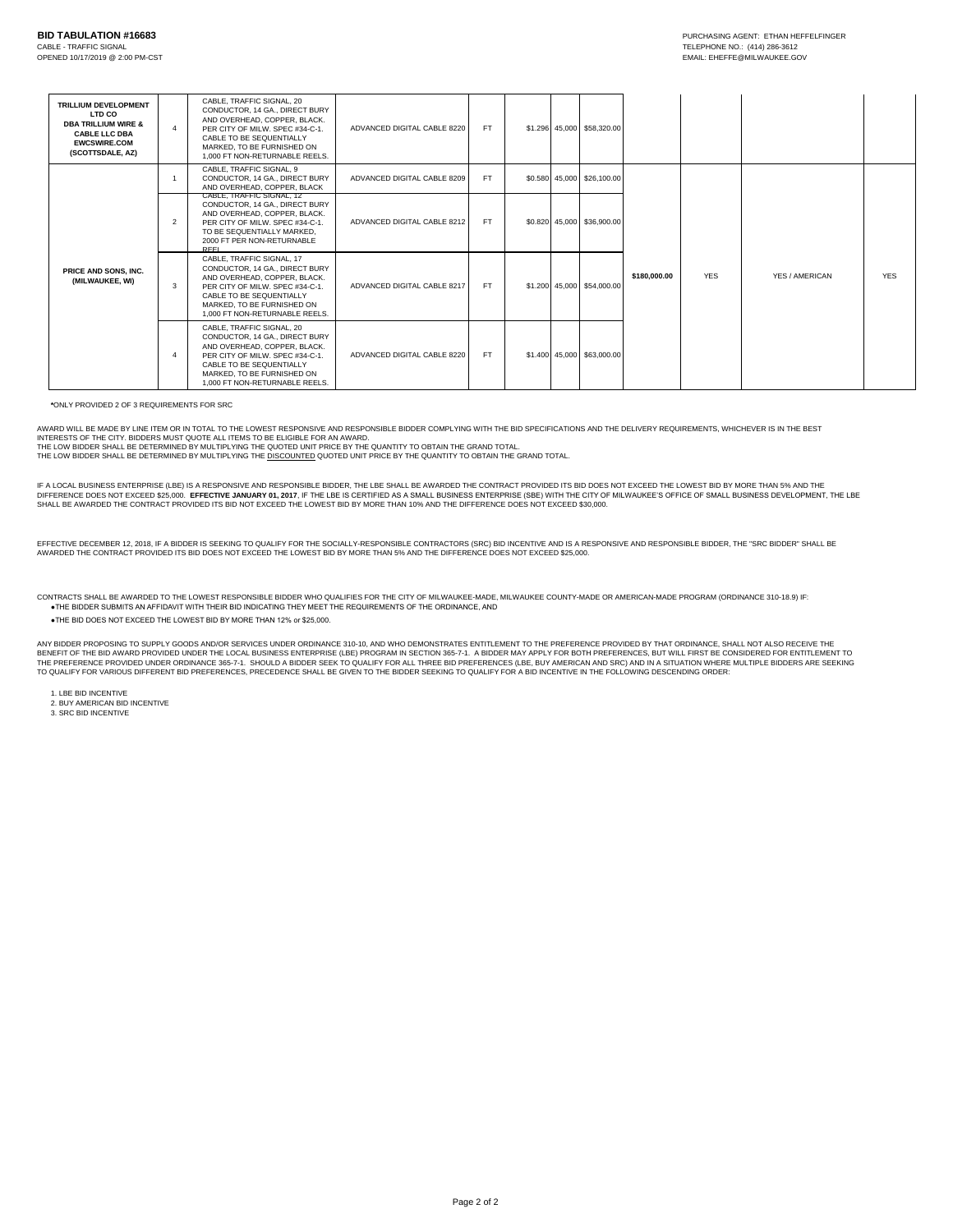**BID TABULATION #16683**
CABLE - TRAFFIC SIGNAL
OPENED 10/17/2019 @ 2:00 PM-CST

PURCHASING AGENT: ETHAN HEFFELFINGER
TELEPHONE NO.: (414) 286-3612
EMAIL: EHEFFE@MILWAUKEE.GOV

| | | | | | | | | | | | |
|---|---|---|---|---|---|---|---|---|---|---|---|
| **TRILLIUM DEVELOPMENT LTD CO DBA TRILLIUM WIRE & CABLE LLC DBA EWCSWIRE.COM (SCOTTSDALE, AZ)** | 4 | CABLE, TRAFFIC SIGNAL, 20 CONDUCTOR, 14 GA., DIRECT BURY AND OVERHEAD, COPPER, BLACK. PER CITY OF MILW. SPEC #34-C-1. CABLE TO BE SEQUENTIALLY MARKED, TO BE FURNISHED ON 1,000 FT NON-RETURNABLE REELS. | ADVANCED DIGITAL CABLE 8220 | FT | $1.296 | 45,000 | $58,320.00 | | | | |
| **PRICE AND SONS, INC. (MILWAUKEE, WI)** | 1 | CABLE, TRAFFIC SIGNAL, 9 CONDUCTOR, 14 GA., DIRECT BURY AND OVERHEAD, COPPER, BLACK | ADVANCED DIGITAL CABLE 8209 | FT | $0.580 | 45,000 | $26,100.00 | $180,000.00 | YES | YES / AMERICAN | YES |
| | 2 | CABLE, TRAFFIC SIGNAL, 12 CONDUCTOR, 14 GA., DIRECT BURY AND OVERHEAD, COPPER, BLACK. PER CITY OF MILW. SPEC #34-C-1. TO BE SEQUENTIALLY MARKED, 2000 FT PER NON-RETURNABLE REEL | ADVANCED DIGITAL CABLE 8212 | FT | $0.820 | 45,000 | $36,900.00 | | | | |
| | 3 | CABLE, TRAFFIC SIGNAL, 17 CONDUCTOR, 14 GA., DIRECT BURY AND OVERHEAD, COPPER, BLACK. PER CITY OF MILW. SPEC #34-C-1. CABLE TO BE SEQUENTIALLY MARKED, TO BE FURNISHED ON 1,000 FT NON-RETURNABLE REELS. | ADVANCED DIGITAL CABLE 8217 | FT | $1.200 | 45,000 | $54,000.00 | | | | |
| | 4 | CABLE, TRAFFIC SIGNAL, 20 CONDUCTOR, 14 GA., DIRECT BURY AND OVERHEAD, COPPER, BLACK. PER CITY OF MILW. SPEC #34-C-1. CABLE TO BE SEQUENTIALLY MARKED, TO BE FURNISHED ON 1,000 FT NON-RETURNABLE REELS. | ADVANCED DIGITAL CABLE 8220 | FT | $1.400 | 45,000 | $63,000.00 | | | | |

*ONLY PROVIDED 2 OF 3 REQUIREMENTS FOR SRC

AWARD WILL BE MADE BY LINE ITEM OR IN TOTAL TO THE LOWEST RESPONSIVE AND RESPONSIBLE BIDDER COMPLYING WITH THE BID SPECIFICATIONS AND THE DELIVERY REQUIREMENTS, WHICHEVER IS IN THE BEST INTERESTS OF THE CITY. BIDDERS MUST QUOTE ALL ITEMS TO BE ELIGIBLE FOR AN AWARD.
THE LOW BIDDER SHALL BE DETERMINED BY MULTIPLYING THE QUOTED UNIT PRICE BY THE QUANTITY TO OBTAIN THE GRAND TOTAL.
THE LOW BIDDER SHALL BE DETERMINED BY MULTIPLYING THE DISCOUNTED QUOTED UNIT PRICE BY THE QUANTITY TO OBTAIN THE GRAND TOTAL.

IF A LOCAL BUSINESS ENTERPRISE (LBE) IS A RESPONSIVE AND RESPONSIBLE BIDDER, THE LBE SHALL BE AWARDED THE CONTRACT PROVIDED ITS BID DOES NOT EXCEED THE LOWEST BID BY MORE THAN 5% AND THE DIFFERENCE DOES NOT EXCEED $25,000. **EFFECTIVE JANUARY 01, 2017**, IF THE LBE IS CERTIFIED AS A SMALL BUSINESS ENTERPRISE (SBE) WITH THE CITY OF MILWAUKEE'S OFFICE OF SMALL BUSINESS DEVELOPMENT, THE LBE SHALL BE AWARDED THE CONTRACT PROVIDED ITS BID NOT EXCEED THE LOWEST BID BY MORE THAN 10% AND THE DIFFERENCE DOES NOT EXCEED $30,000.

EFFECTIVE DECEMBER 12, 2018, IF A BIDDER IS SEEKING TO QUALIFY FOR THE SOCIALLY-RESPONSIBLE CONTRACTORS (SRC) BID INCENTIVE AND IS A RESPONSIVE AND RESPONSIBLE BIDDER, THE "SRC BIDDER" SHALL BE AWARDED THE CONTRACT PROVIDED ITS BID DOES NOT EXCEED THE LOWEST BID BY MORE THAN 5% AND THE DIFFERENCE DOES NOT EXCEED $25,000.

CONTRACTS SHALL BE AWARDED TO THE LOWEST RESPONSIBLE BIDDER WHO QUALIFIES FOR THE CITY OF MILWAUKEE-MADE, MILWAUKEE COUNTY-MADE OR AMERICAN-MADE PROGRAM (ORDINANCE 310-18.9) IF:

- THE BIDDER SUBMITS AN AFFIDAVIT WITH THEIR BID INDICATING THEY MEET THE REQUIREMENTS OF THE ORDINANCE, AND
- THE BID DOES NOT EXCEED THE LOWEST BID BY MORE THAN 12% or $25,000.

ANY BIDDER PROPOSING TO SUPPLY GOODS AND/OR SERVICES UNDER ORDINANCE 310-10, AND WHO DEMONSTRATES ENTITLEMENT TO THE PREFERENCE PROVIDED BY THAT ORDINANCE, SHALL NOT ALSO RECEIVE THE BENEFIT OF THE BID AWARD PROVIDED UNDER THE LOCAL BUSINESS ENTERPRISE (LBE) PROGRAM IN SECTION 365-7-1. A BIDDER MAY APPLY FOR BOTH PREFERENCES, BUT WILL FIRST BE CONSIDERED FOR ENTITLEMENT TO THE PREFERENCE PROVIDED UNDER ORDINANCE 365-7-1. SHOULD A BIDDER SEEK TO QUALIFY FOR ALL THREE BID PREFERENCES (LBE, BUY AMERICAN AND SRC) AND IN A SITUATION WHERE MULTIPLE BIDDERS ARE SEEKING TO QUALIFY FOR VARIOUS DIFFERENT BID PREFERENCES, PRECEDENCE SHALL BE GIVEN TO THE BIDDER SEEKING TO QUALIFY FOR A BID INCENTIVE IN THE FOLLOWING DESCENDING ORDER:

1. LBE BID INCENTIVE
2. BUY AMERICAN BID INCENTIVE
3. SRC BID INCENTIVE